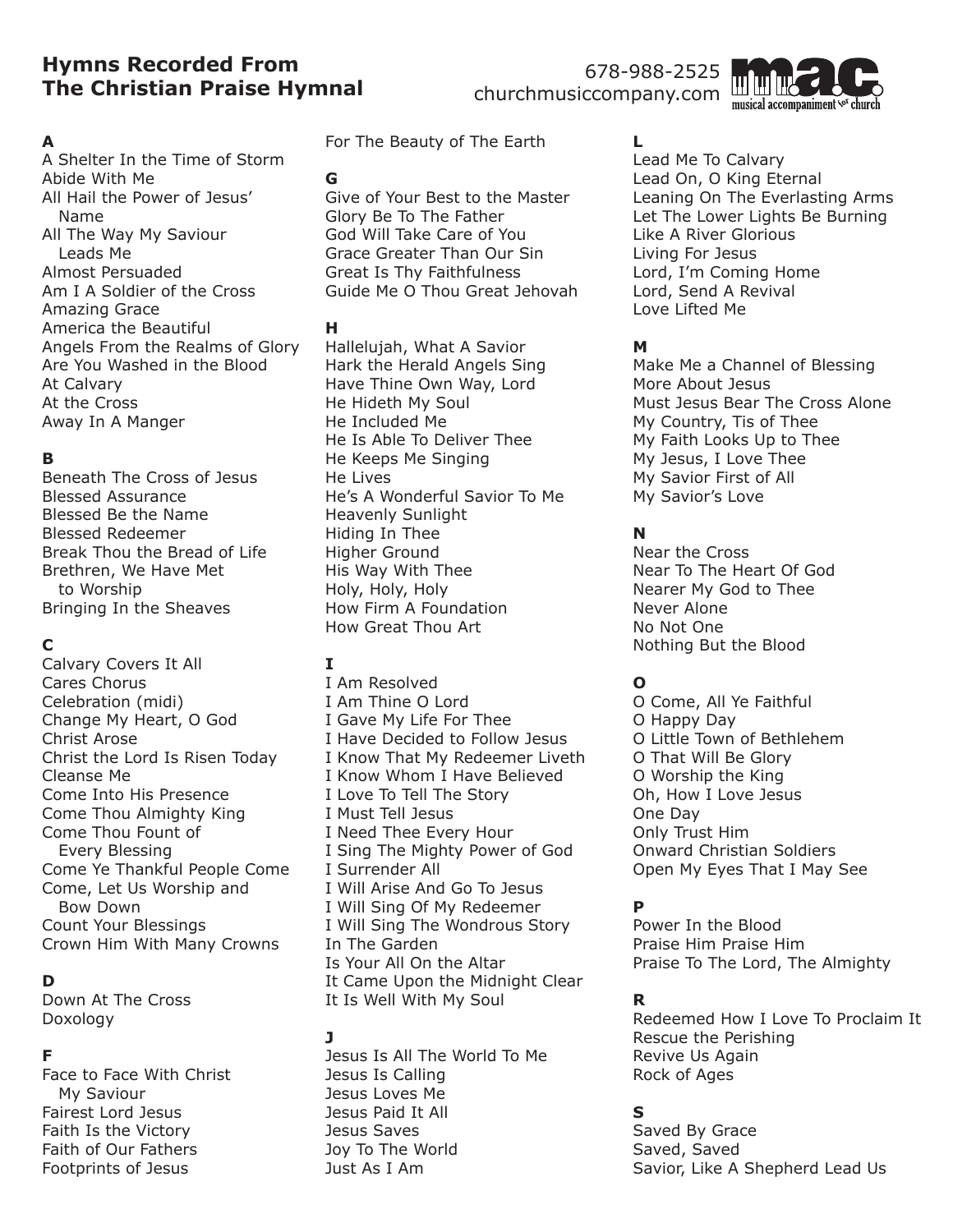# Hymns Recorded From The Christian Praise Hymnal

678-988-2525
churchmusiccompany.com

mac. musical accompaniment for church

**A**

A Shelter In the Time of Storm
Abide With Me
All Hail the Power of Jesus' Name
All The Way My Saviour Leads Me
Almost Persuaded
Am I A Soldier of the Cross
Amazing Grace
America the Beautiful
Angels From the Realms of Glory
Are You Washed in the Blood
At Calvary
At the Cross
Away In A Manger

**B**

Beneath The Cross of Jesus
Blessed Assurance
Blessed Be the Name
Blessed Redeemer
Break Thou the Bread of Life
Brethren, We Have Met to Worship
Bringing In the Sheaves

**C**

Calvary Covers It All
Cares Chorus
Celebration (midi)
Change My Heart, O God
Christ Arose
Christ the Lord Is Risen Today
Cleanse Me
Come Into His Presence
Come Thou Almighty King
Come Thou Fount of Every Blessing
Come Ye Thankful People Come
Come, Let Us Worship and Bow Down
Count Your Blessings
Crown Him With Many Crowns

**D**

Down At The Cross
Doxology

**F**

Face to Face With Christ My Saviour
Fairest Lord Jesus
Faith Is the Victory
Faith of Our Fathers
Footprints of Jesus
For The Beauty of The Earth

**G**

Give of Your Best to the Master
Glory Be To The Father
God Will Take Care of You
Grace Greater Than Our Sin
Great Is Thy Faithfulness
Guide Me O Thou Great Jehovah

**H**

Hallelujah, What A Savior
Hark the Herald Angels Sing
Have Thine Own Way, Lord
He Hideth My Soul
He Included Me
He Is Able To Deliver Thee
He Keeps Me Singing
He Lives
He's A Wonderful Savior To Me
Heavenly Sunlight
Hiding In Thee
Higher Ground
His Way With Thee
Holy, Holy, Holy
How Firm A Foundation
How Great Thou Art

**I**

I Am Resolved
I Am Thine O Lord
I Gave My Life For Thee
I Have Decided to Follow Jesus
I Know That My Redeemer Liveth
I Know Whom I Have Believed
I Love To Tell The Story
I Must Tell Jesus
I Need Thee Every Hour
I Sing The Mighty Power of God
I Surrender All
I Will Arise And Go To Jesus
I Will Sing Of My Redeemer
I Will Sing The Wondrous Story
In The Garden
Is Your All On the Altar
It Came Upon the Midnight Clear
It Is Well With My Soul

**J**

Jesus Is All The World To Me
Jesus Is Calling
Jesus Loves Me
Jesus Paid It All
Jesus Saves
Joy To The World
Just As I Am

**L**

Lead Me To Calvary
Lead On, O King Eternal
Leaning On The Everlasting Arms
Let The Lower Lights Be Burning
Like A River Glorious
Living For Jesus
Lord, I'm Coming Home
Lord, Send A Revival
Love Lifted Me

**M**

Make Me a Channel of Blessing
More About Jesus
Must Jesus Bear The Cross Alone
My Country, Tis of Thee
My Faith Looks Up to Thee
My Jesus, I Love Thee
My Savior First of All
My Savior's Love

**N**

Near the Cross
Near To The Heart Of God
Nearer My God to Thee
Never Alone
No Not One
Nothing But the Blood

**O**

O Come, All Ye Faithful
O Happy Day
O Little Town of Bethlehem
O That Will Be Glory
O Worship the King
Oh, How I Love Jesus
One Day
Only Trust Him
Onward Christian Soldiers
Open My Eyes That I May See

**P**

Power In the Blood
Praise Him Praise Him
Praise To The Lord, The Almighty

**R**

Redeemed How I Love To Proclaim It
Rescue the Perishing
Revive Us Again
Rock of Ages

**S**

Saved By Grace
Saved, Saved
Savior, Like A Shepherd Lead Us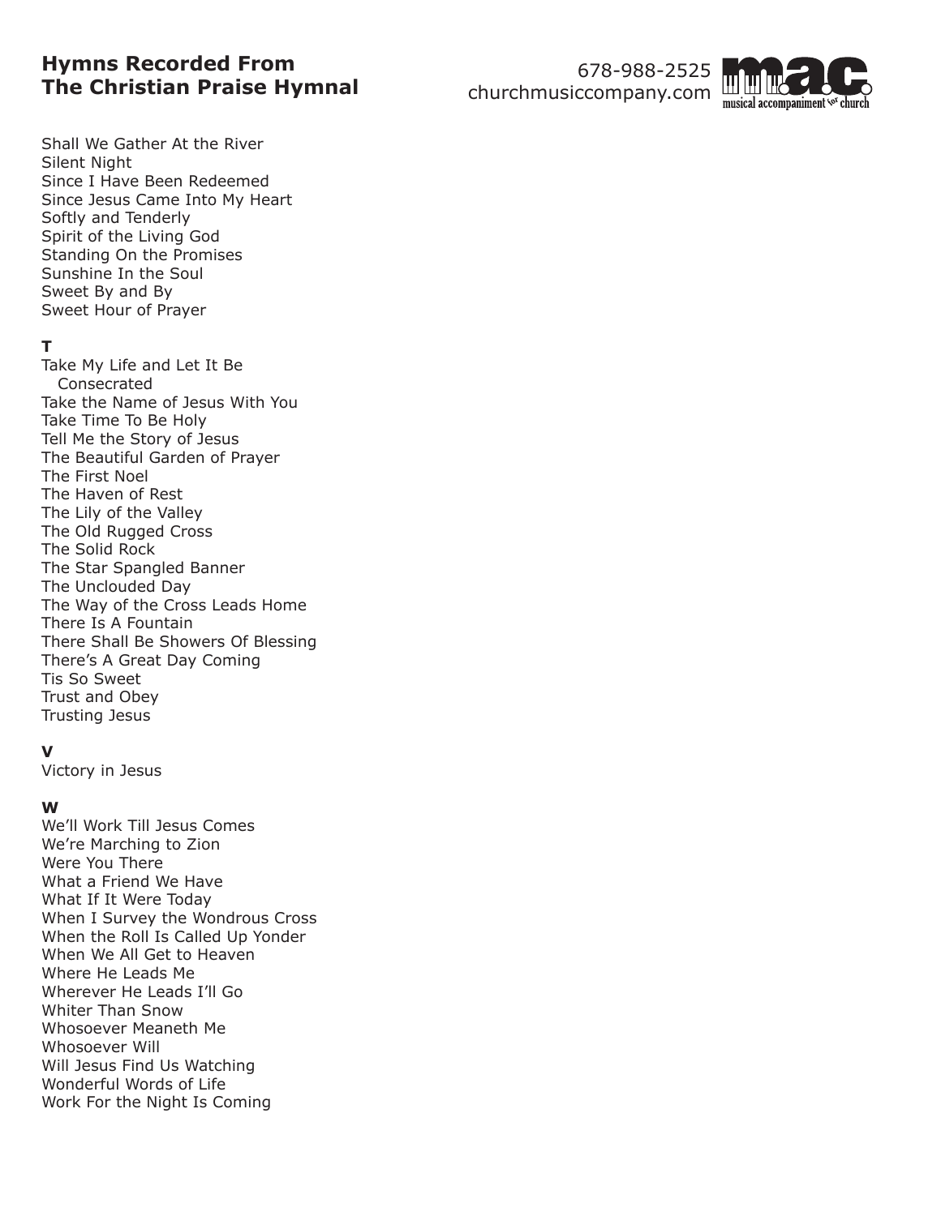# Hymns Recorded From The Christian Praise Hymnal

678-988-2525
churchmusiccompany.com

Shall We Gather At the River
Silent Night
Since I Have Been Redeemed
Since Jesus Came Into My Heart
Softly and Tenderly
Spirit of the Living God
Standing On the Promises
Sunshine In the Soul
Sweet By and By
Sweet Hour of Prayer

**T**

Take My Life and Let It Be Consecrated
Take the Name of Jesus With You
Take Time To Be Holy
Tell Me the Story of Jesus
The Beautiful Garden of Prayer
The First Noel
The Haven of Rest
The Lily of the Valley
The Old Rugged Cross
The Solid Rock
The Star Spangled Banner
The Unclouded Day
The Way of the Cross Leads Home
There Is A Fountain
There Shall Be Showers Of Blessing
There's A Great Day Coming
Tis So Sweet
Trust and Obey
Trusting Jesus

**V**

Victory in Jesus

**W**

We'll Work Till Jesus Comes
We're Marching to Zion
Were You There
What a Friend We Have
What If It Were Today
When I Survey the Wondrous Cross
When the Roll Is Called Up Yonder
When We All Get to Heaven
Where He Leads Me
Wherever He Leads I'll Go
Whiter Than Snow
Whosoever Meaneth Me
Whosoever Will
Will Jesus Find Us Watching
Wonderful Words of Life
Work For the Night Is Coming